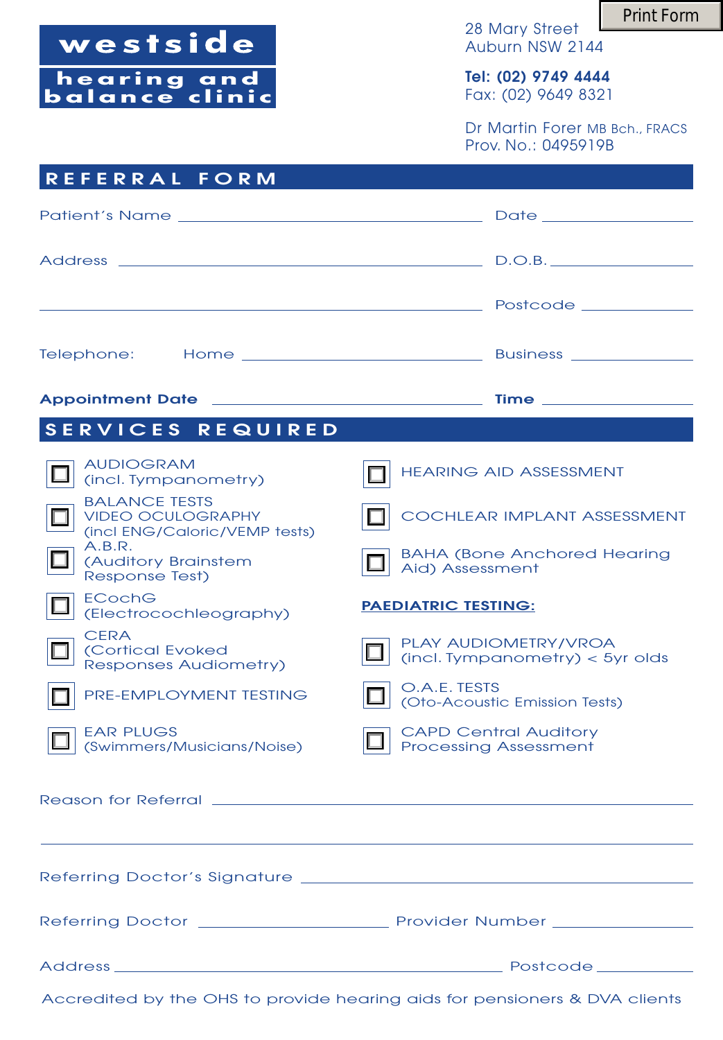# westside hearing and balance clinic

28 Mary Street
Auburn NSW 2144

**Tel: (02) 9749 4444**
Fax: (02) 9649 8321

Dr Martin Forer MB Bch., FRACS
Prov. No.: 0495919B

## REFERRAL FORM

Patient's Name ______________________ Date ______________

Address ______________________ D.O.B. ______________

______________________ Postcode ______________

Telephone: Home ______________________ Business ______________

**Appointment Date** ______________________ **Time** ______________

## SERVICES REQUIRED

- ☐ AUDIOGRAM (incl. Tympanometry)
- ☐ BALANCE TESTS VIDEO OCULOGRAPHY (incl ENG/Caloric/VEMP tests)
- ☐ A.B.R. (Auditory Brainstem Response Test)
- ☐ ECochG (Electrocochleography)
- ☐ CERA (Cortical Evoked Responses Audiometry)
- ☐ PRE-EMPLOYMENT TESTING
- ☐ EAR PLUGS (Swimmers/Musicians/Noise)
- ☐ HEARING AID ASSESSMENT
- ☐ COCHLEAR IMPLANT ASSESSMENT
- ☐ BAHA (Bone Anchored Hearing Aid) Assessment

**PAEDIATRIC TESTING:**

- ☐ PLAY AUDIOMETRY/VROA (incl. Tympanometry) < 5yr olds
- ☐ O.A.E. TESTS (Oto-Acoustic Emission Tests)
- ☐ CAPD Central Auditory Processing Assessment

Reason for Referral ______________________________________________

______________________________________________

Referring Doctor's Signature ______________________________________________

Referring Doctor ______________________ Provider Number ______________

Address ______________________ Postcode ______________

Accredited by the OHS to provide hearing aids for pensioners & DVA clients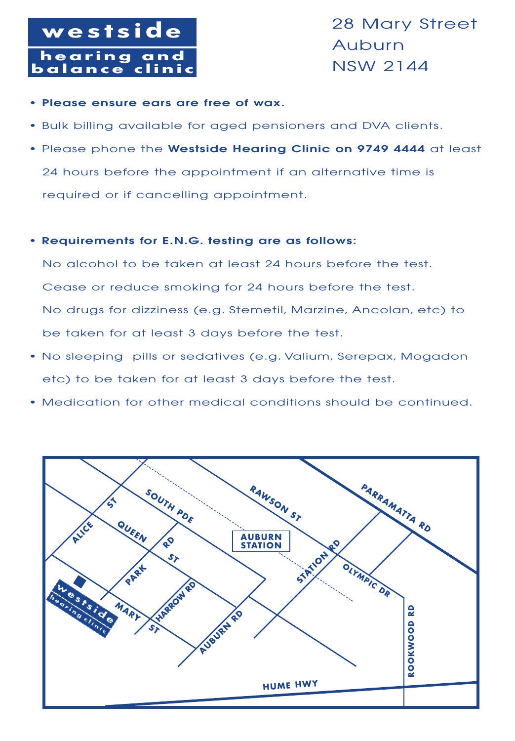**westside**

**hearing and balance clinic**

28 Mary Street
Auburn
NSW 2144

- **Please ensure ears are free of wax.**
- Bulk billing available for aged pensioners and DVA clients.
- Please phone the **Westside Hearing Clinic on 9749 4444** at least 24 hours before the appointment if an alternative time is required or if cancelling appointment.

- **Requirements for E.N.G. testing are as follows:**

  No alcohol to be taken at least 24 hours before the test.

  Cease or reduce smoking for 24 hours before the test.

  No drugs for dizziness (e.g. Stemetil, Marzine, Ancolan, etc) to be taken for at least 3 days before the test.
- No sleeping pills or sedatives (e.g. Valium, Serepax, Mogadon etc) to be taken for at least 3 days before the test.
- Medication for other medical conditions should be continued.

SOUTH PDE
RAWSON ST
PARRAMATTA RD
ALICE ST
QUEEN ST
PARK RD
AUBURN STATION
STATION RD
OLYMPIC DR
westside hearing clinic
MARY ST
HARROW RD
AUBURN RD
ROOKWOOD RD
HUME HWY